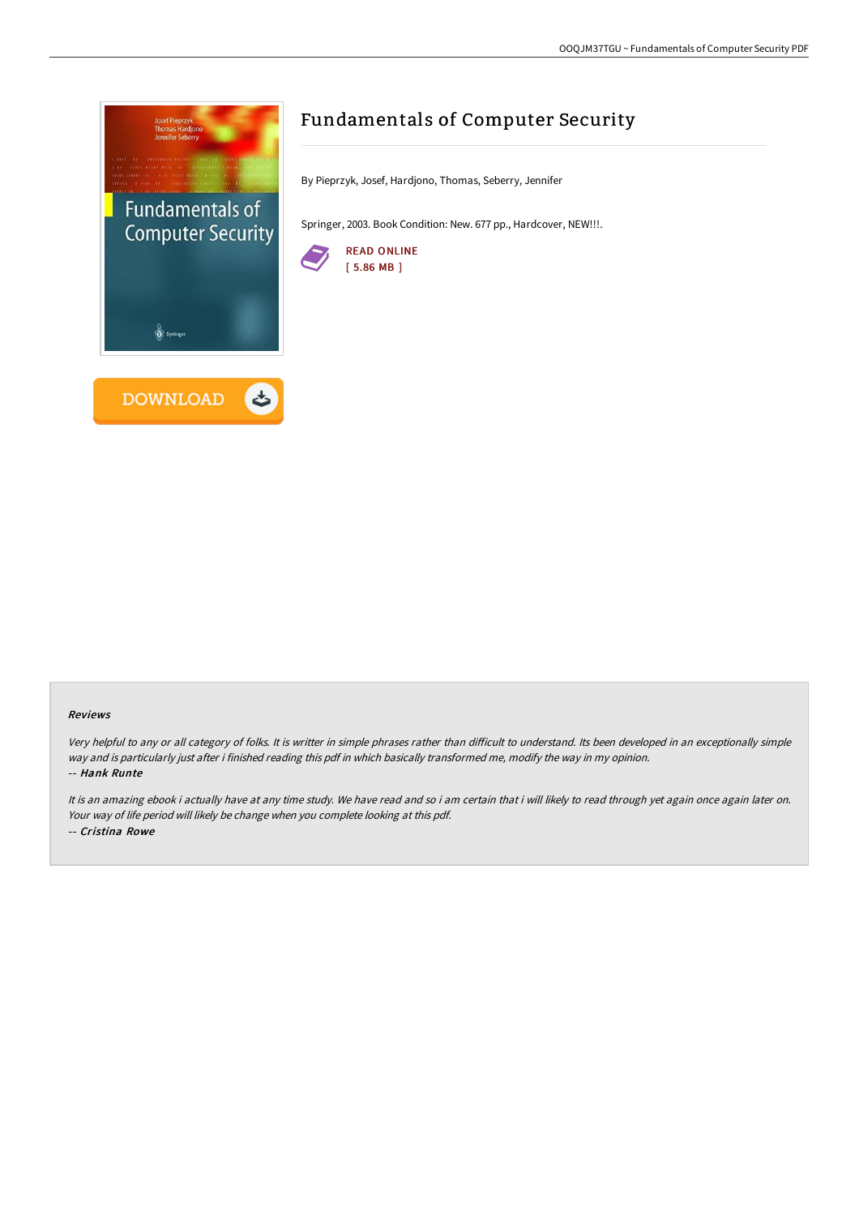# Fundamentals of Computer Security

By Pieprzyk, Josef, Hardjono, Thomas, Seberry, Jennifer

Springer, 2003. Book Condition: New. 677 pp., Hardcover, NEW!!!.

READ ONLINE
[ 5.86 MB ]

DOWNLOAD

### Reviews

*Very helpful to any or all category of folks. It is writter in simple phrases rather than difficult to understand. Its been developed in an exceptionally simple way and is particularly just after i finished reading this pdf in which basically transformed me, modify the way in my opinion.*

*-- Hank Runte*

*It is an amazing ebook i actually have at any time study. We have read and so i am certain that i will likely to read through yet again once again later on. Your way of life period will likely be change when you complete looking at this pdf.*

*-- Cristina Rowe*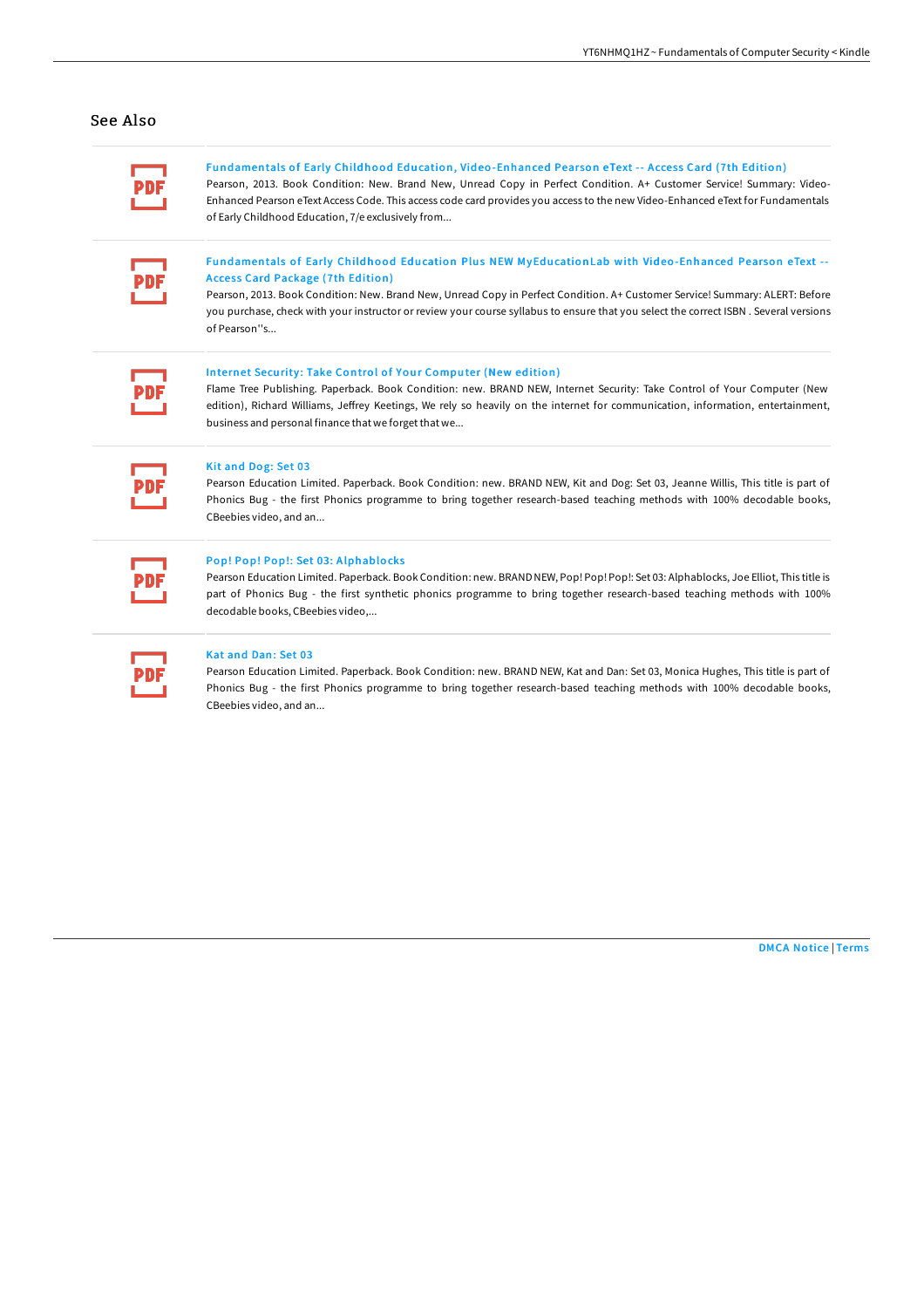## See Also

**Fundamentals of Early Childhood Education, Video-Enhanced Pearson eText -- Access Card (7th Edition)**

Pearson, 2013. Book Condition: New. Brand New, Unread Copy in Perfect Condition. A+ Customer Service! Summary: Video-Enhanced Pearson eText Access Code. This access code card provides you access to the new Video-Enhanced eText for Fundamentals of Early Childhood Education, 7/e exclusively from...

**Fundamentals of Early Childhood Education Plus NEW MyEducationLab with Video-Enhanced Pearson eText -- Access Card Package (7th Edition)**

Pearson, 2013. Book Condition: New. Brand New, Unread Copy in Perfect Condition. A+ Customer Service! Summary: ALERT: Before you purchase, check with your instructor or review your course syllabus to ensure that you select the correct ISBN . Several versions of Pearson''s...

**Internet Security: Take Control of Your Computer (New edition)**

Flame Tree Publishing. Paperback. Book Condition: new. BRAND NEW, Internet Security: Take Control of Your Computer (New edition), Richard Williams, Jeffrey Keetings, We rely so heavily on the internet for communication, information, entertainment, business and personal finance that we forget that we...

**Kit and Dog: Set 03**

Pearson Education Limited. Paperback. Book Condition: new. BRAND NEW, Kit and Dog: Set 03, Jeanne Willis, This title is part of Phonics Bug - the first Phonics programme to bring together research-based teaching methods with 100% decodable books, CBeebies video, and an...

**Pop! Pop! Pop!: Set 03: Alphablocks**

Pearson Education Limited. Paperback. Book Condition: new. BRAND NEW, Pop! Pop! Pop!: Set 03: Alphablocks, Joe Elliot, This title is part of Phonics Bug - the first synthetic phonics programme to bring together research-based teaching methods with 100% decodable books, CBeebies video,...

**Kat and Dan: Set 03**

Pearson Education Limited. Paperback. Book Condition: new. BRAND NEW, Kat and Dan: Set 03, Monica Hughes, This title is part of Phonics Bug - the first Phonics programme to bring together research-based teaching methods with 100% decodable books, CBeebies video, and an...

DMCA Notice | Terms